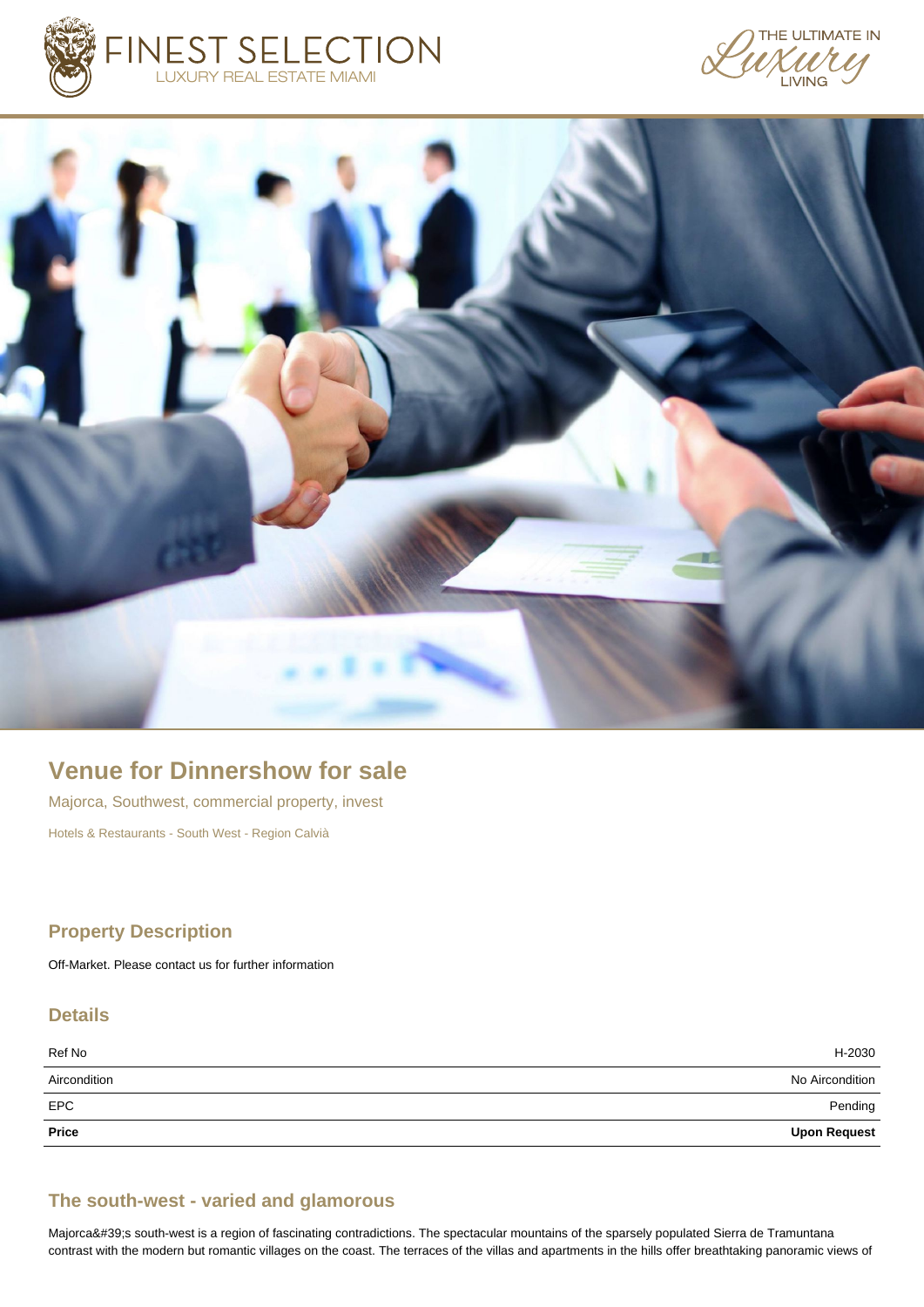FINEST SELECTION
LUXURY REAL ESTATE MIAMI

THE ULTIMATE IN Luxury LIVING

# Venue for Dinnershow for sale

Majorca, Southwest, commercial property, invest

Hotels & Restaurants - South West - Region Calvià

## Property Description

Off-Market. Please contact us for further information

## Details

| | |
|---|---|
| Ref No | H-2030 |
| Aircondition | No Aircondition |
| EPC | Pending |
| **Price** | **Upon Request** |

## The south-west - varied and glamorous

Majorca&#39;s south-west is a region of fascinating contradictions. The spectacular mountains of the sparsely populated Sierra de Tramuntana contrast with the modern but romantic villages on the coast. The terraces of the villas and apartments in the hills offer breathtaking panoramic views of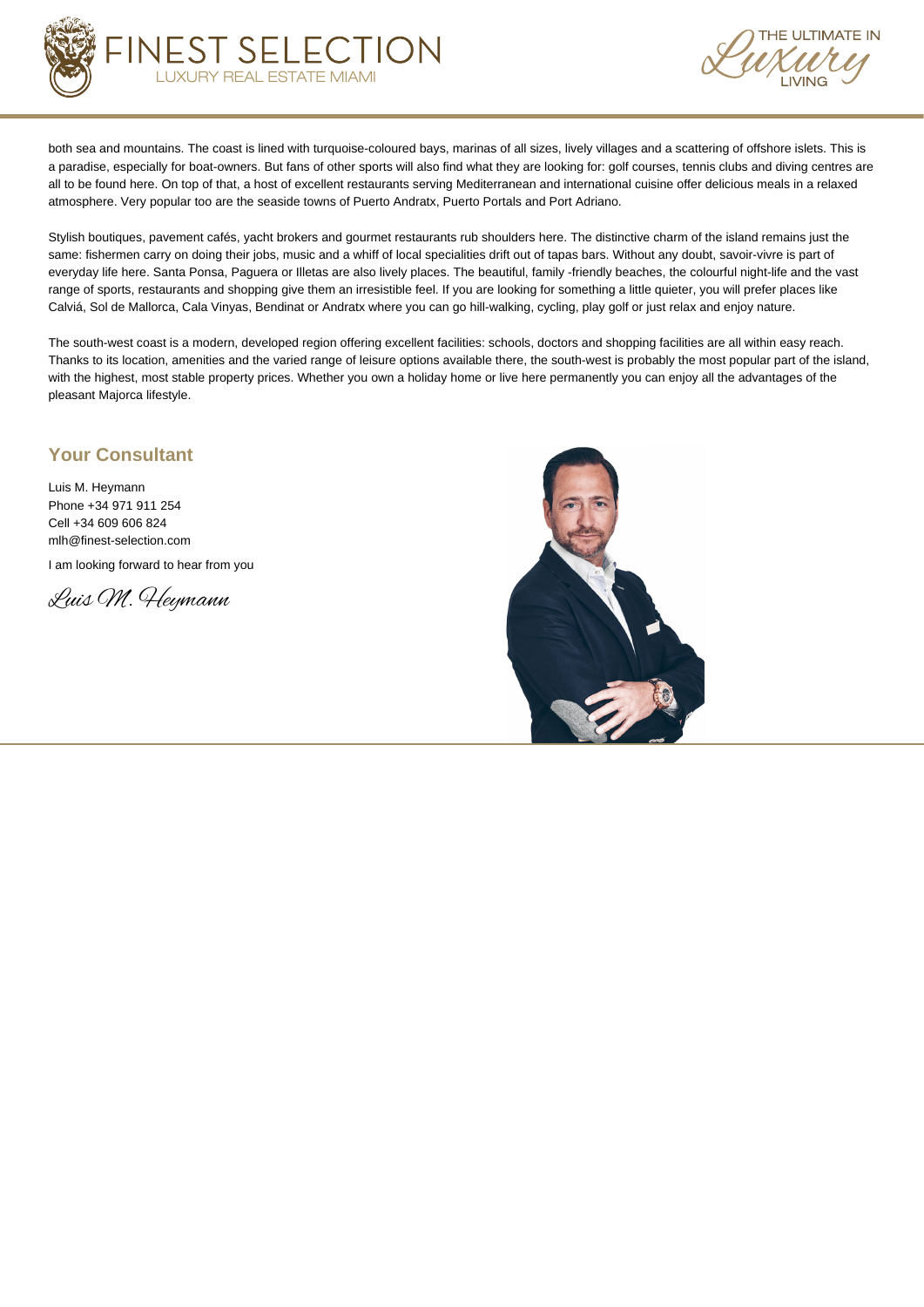both sea and mountains. The coast is lined with turquoise-coloured bays, marinas of all sizes, lively villages and a scattering of offshore islets. This is a paradise, especially for boat-owners. But fans of other sports will also find what they are looking for: golf courses, tennis clubs and diving centres are all to be found here. On top of that, a host of excellent restaurants serving Mediterranean and international cuisine offer delicious meals in a relaxed atmosphere. Very popular too are the seaside towns of Puerto Andratx, Puerto Portals and Port Adriano.

Stylish boutiques, pavement cafés, yacht brokers and gourmet restaurants rub shoulders here. The distinctive charm of the island remains just the same: fishermen carry on doing their jobs, music and a whiff of local specialities drift out of tapas bars. Without any doubt, savoir-vivre is part of everyday life here. Santa Ponsa, Paguera or Illetas are also lively places. The beautiful, family -friendly beaches, the colourful night-life and the vast range of sports, restaurants and shopping give them an irresistible feel. If you are looking for something a little quieter, you will prefer places like Calviá, Sol de Mallorca, Cala Vinyas, Bendinat or Andratx where you can go hill-walking, cycling, play golf or just relax and enjoy nature.

The south-west coast is a modern, developed region offering excellent facilities: schools, doctors and shopping facilities are all within easy reach. Thanks to its location, amenities and the varied range of leisure options available there, the south-west is probably the most popular part of the island, with the highest, most stable property prices. Whether you own a holiday home or live here permanently you can enjoy all the advantages of the pleasant Majorca lifestyle.

## Your Consultant

Luis M. Heymann
Phone +34 971 911 254
Cell +34 609 606 824
mlh@finest-selection.com

I am looking forward to hear from you

*Luis M. Heymann*